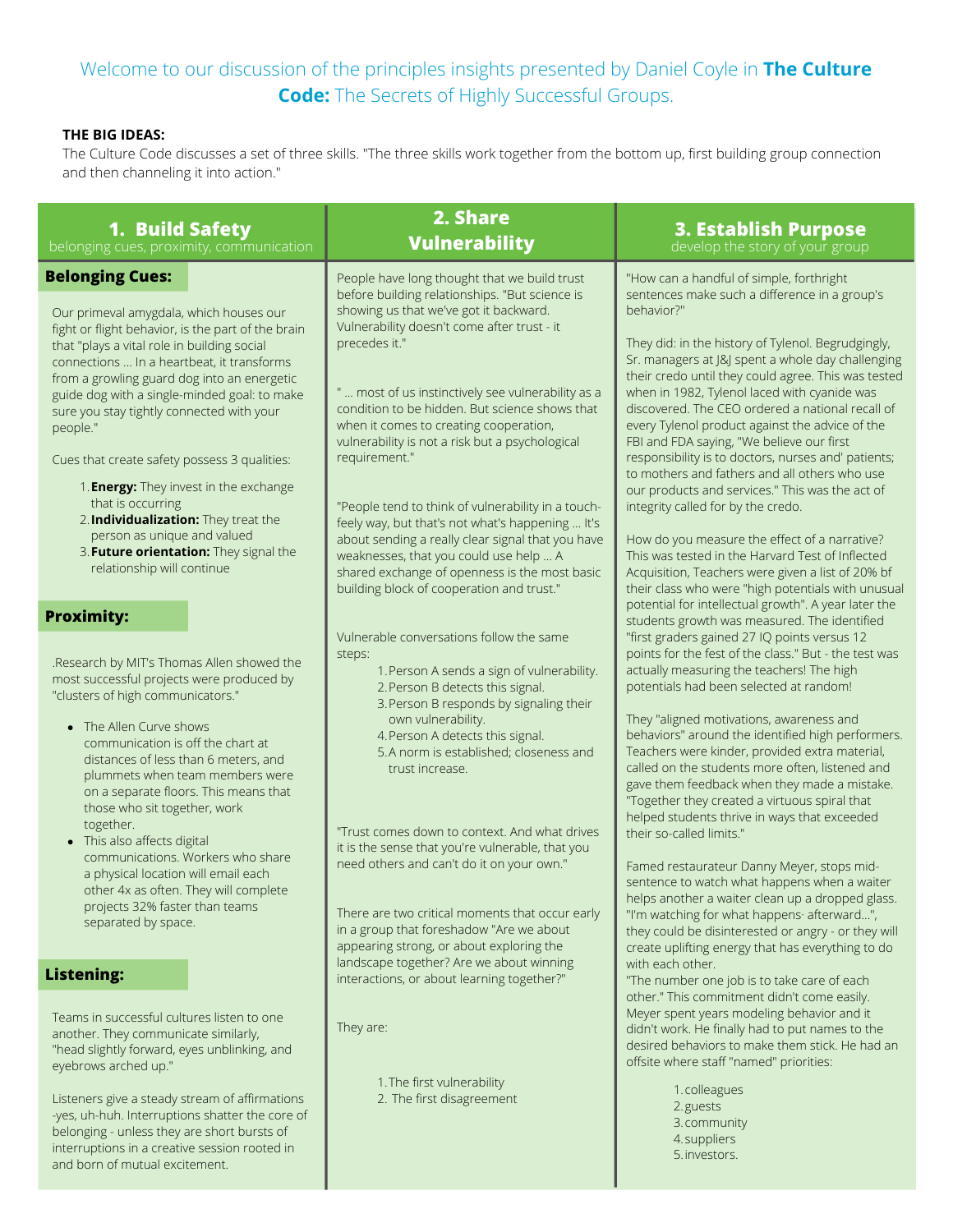Welcome to our discussion of the principles insights presented by Daniel Coyle in **The Culture Code:** The Secrets of Highly Successful Groups.

**THE BIG IDEAS:**

The Culture Code discusses a set of three skills. "The three skills work together from the bottom up, first building group connection and then channeling it into action."

## 1. Build Safety

belonging cues, proximity, communication

### Belonging Cues:

Our primeval amygdala, which houses our fight or flight behavior, is the part of the brain that "plays a vital role in building social connections ... In a heartbeat, it transforms from a growling guard dog into an energetic guide dog with a single-minded goal: to make sure you stay tightly connected with your people."

Cues that create safety possess 3 qualities:

1. **Energy:** They invest in the exchange that is occurring
2. **Individualization:** They treat the person as unique and valued
3. **Future orientation:** They signal the relationship will continue

### Proximity:

.Research by MIT's Thomas Allen showed the most successful projects were produced by "clusters of high communicators."

- The Allen Curve shows communication is off the chart at distances of less than 6 meters, and plummets when team members were on a separate floors. This means that those who sit together, work together.
- This also affects digital communications. Workers who share a physical location will email each other 4x as often. They will complete projects 32% faster than teams separated by space.

### Listening:

Teams in successful cultures listen to one another. They communicate similarly, "head slightly forward, eyes unblinking, and eyebrows arched up."

Listeners give a steady stream of affirmations -yes, uh-huh. Interruptions shatter the core of belonging - unless they are short bursts of interruptions in a creative session rooted in and born of mutual excitement.

## 2. Share Vulnerability

People have long thought that we build trust before building relationships. "But science is showing us that we've got it backward. Vulnerability doesn't come after trust - it precedes it."

" ... most of us instinctively see vulnerability as a condition to be hidden. But science shows that when it comes to creating cooperation, vulnerability is not a risk but a psychological requirement."

"People tend to think of vulnerability in a touch-feely way, but that's not what's happening ... It's about sending a really clear signal that you have weaknesses, that you could use help ... A shared exchange of openness is the most basic building block of cooperation and trust."

Vulnerable conversations follow the same steps:

1. Person A sends a sign of vulnerability.
2. Person B detects this signal.
3. Person B responds by signaling their own vulnerability.
4. Person A detects this signal.
5. A norm is established; closeness and trust increase.

"Trust comes down to context. And what drives it is the sense that you're vulnerable, that you need others and can't do it on your own."

There are two critical moments that occur early in a group that foreshadow "Are we about appearing strong, or about exploring the landscape together? Are we about winning interactions, or about learning together?"

They are:

1. The first vulnerability
2. The first disagreement

## 3. Establish Purpose

develop the story of your group

"How can a handful of simple, forthright sentences make such a difference in a group's behavior?"

They did: in the history of Tylenol. Begrudgingly, Sr. managers at J&J spent a whole day challenging their credo until they could agree. This was tested when in 1982, Tylenol laced with cyanide was discovered. The CEO ordered a national recall of every Tylenol product against the advice of the FBI and FDA saying, "We believe our first responsibility is to doctors, nurses and' patients; to mothers and fathers and all others who use our products and services." This was the act of integrity called for by the credo.

How do you measure the effect of a narrative? This was tested in the Harvard Test of Inflected Acquisition, Teachers were given a list of 20% bf their class who were "high potentials with unusual potential for intellectual growth". A year later the students growth was measured. The identified "first graders gained 27 IQ points versus 12 points for the fest of the class." But - the test was actually measuring the teachers! The high potentials had been selected at random!

They "aligned motivations, awareness and behaviors" around the identified high performers. Teachers were kinder, provided extra material, called on the students more often, listened and gave them feedback when they made a mistake. "Together they created a virtuous spiral that helped students thrive in ways that exceeded their so-called limits."

Famed restaurateur Danny Meyer, stops mid-sentence to watch what happens when a waiter helps another a waiter clean up a dropped glass. "I'm watching for what happens· afterward...", they could be disinterested or angry - or they will create uplifting energy that has everything to do with each other.

"The number one job is to take care of each other." This commitment didn't come easily. Meyer spent years modeling behavior and it didn't work. He finally had to put names to the desired behaviors to make them stick. He had an offsite where staff "named" priorities:

1. colleagues
2. guests
3. community
4. suppliers
5. investors.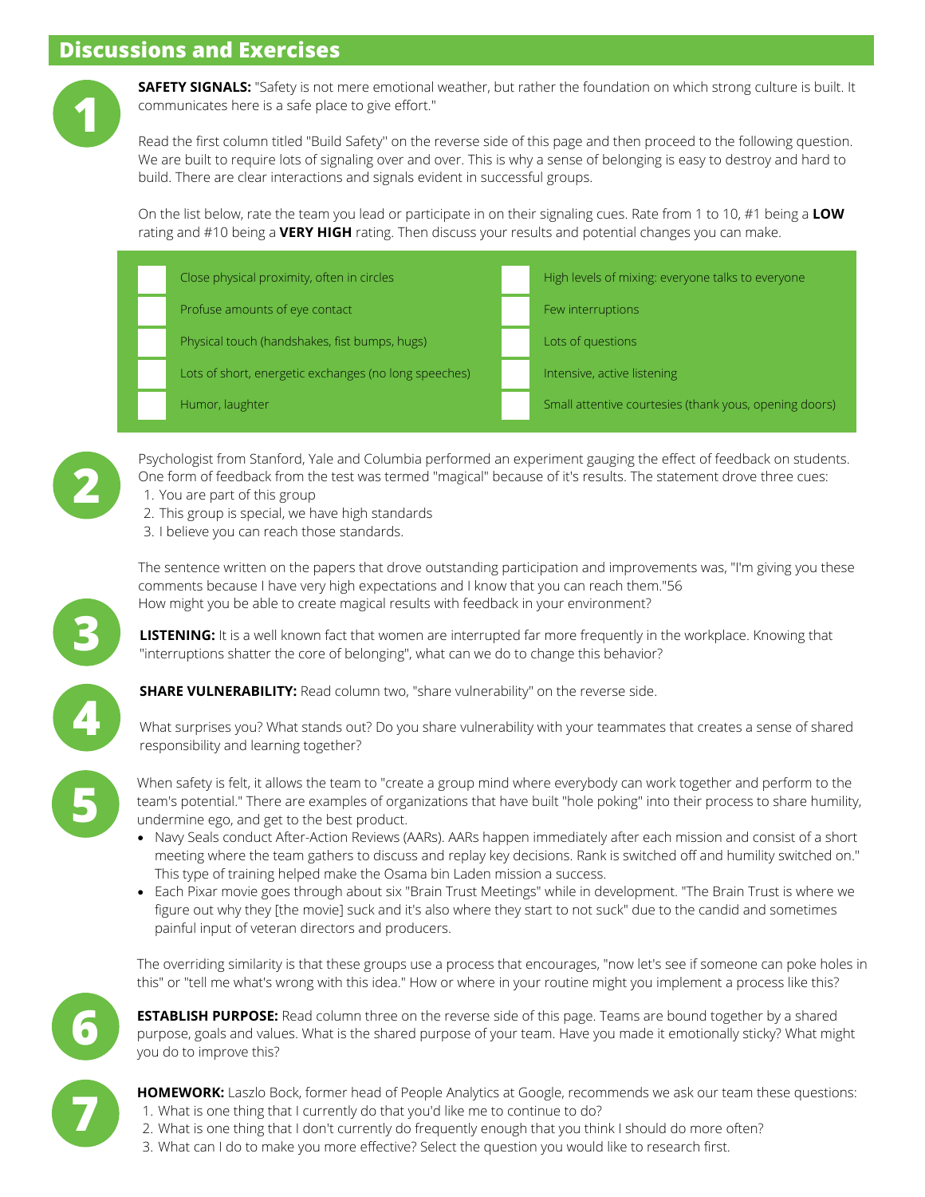## Discussions and Exercises

**1**

**SAFETY SIGNALS:** "Safety is not mere emotional weather, but rather the foundation on which strong culture is built. It communicates here is a safe place to give effort."

Read the first column titled "Build Safety" on the reverse side of this page and then proceed to the following question. We are built to require lots of signaling over and over. This is why a sense of belonging is easy to destroy and hard to build. There are clear interactions and signals evident in successful groups.

On the list below, rate the team you lead or participate in on their signaling cues. Rate from 1 to 10, #1 being a **LOW** rating and #10 being a **VERY HIGH** rating. Then discuss your results and potential changes you can make.

| | | | |
|---|---|---|---|
| | Close physical proximity, often in circles | | High levels of mixing: everyone talks to everyone |
| | Profuse amounts of eye contact | | Few interruptions |
| | Physical touch (handshakes, fist bumps, hugs) | | Lots of questions |
| | Lots of short, energetic exchanges (no long speeches) | | Intensive, active listening |
| | Humor, laughter | | Small attentive courtesies (thank yous, opening doors) |

**2**

Psychologist from Stanford, Yale and Columbia performed an experiment gauging the effect of feedback on students. One form of feedback from the test was termed "magical" because of it's results. The statement drove three cues:

1. You are part of this group
2. This group is special, we have high standards
3. I believe you can reach those standards.

The sentence written on the papers that drove outstanding participation and improvements was, "I'm giving you these comments because I have very high expectations and I know that you can reach them."56
How might you be able to create magical results with feedback in your environment?

**3**

**LISTENING:** It is a well known fact that women are interrupted far more frequently in the workplace. Knowing that "interruptions shatter the core of belonging", what can we do to change this behavior?

**4**

**SHARE VULNERABILITY:** Read column two, "share vulnerability" on the reverse side.

What surprises you? What stands out? Do you share vulnerability with your teammates that creates a sense of shared responsibility and learning together?

**5**

When safety is felt, it allows the team to "create a group mind where everybody can work together and perform to the team's potential." There are examples of organizations that have built "hole poking" into their process to share humility, undermine ego, and get to the best product.

- Navy Seals conduct After-Action Reviews (AARs). AARs happen immediately after each mission and consist of a short meeting where the team gathers to discuss and replay key decisions. Rank is switched off and humility switched on." This type of training helped make the Osama bin Laden mission a success.
- Each Pixar movie goes through about six "Brain Trust Meetings" while in development. "The Brain Trust is where we figure out why they [the movie] suck and it's also where they start to not suck" due to the candid and sometimes painful input of veteran directors and producers.

The overriding similarity is that these groups use a process that encourages, "now let's see if someone can poke holes in this" or "tell me what's wrong with this idea." How or where in your routine might you implement a process like this?

**6**

**ESTABLISH PURPOSE:** Read column three on the reverse side of this page. Teams are bound together by a shared purpose, goals and values. What is the shared purpose of your team. Have you made it emotionally sticky? What might you do to improve this?

**7**

**HOMEWORK:** Laszlo Bock, former head of People Analytics at Google, recommends we ask our team these questions:

1. What is one thing that I currently do that you'd like me to continue to do?
2. What is one thing that I don't currently do frequently enough that you think I should do more often?
3. What can I do to make you more effective? Select the question you would like to research first.